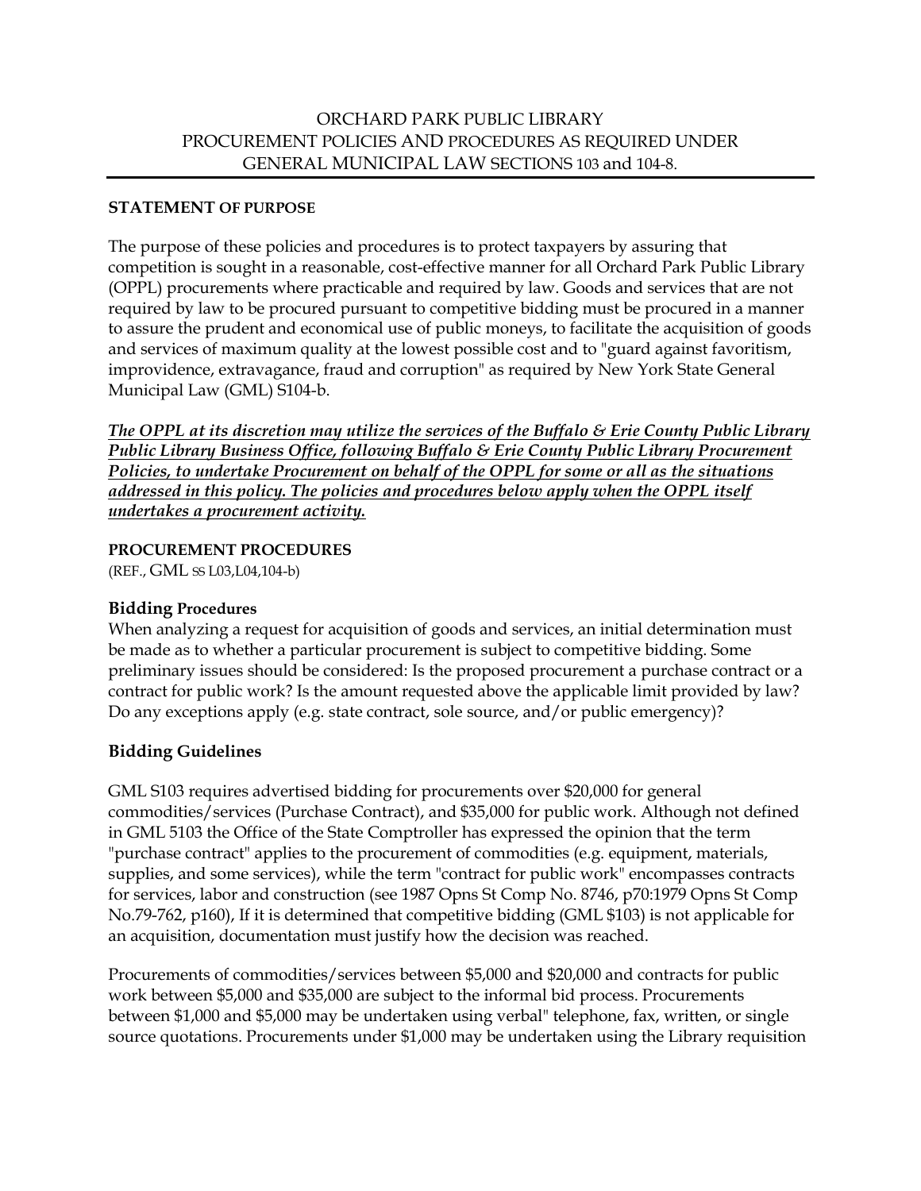# ORCHARD PARK PUBLIC LIBRARY PROCUREMENT POLICIES AND PROCEDURES AS REQUIRED UNDER GENERAL MUNICIPAL LAW SECTIONS 103 and 104-8.

**STATEMENT OF PURPOSE**

The purpose of these policies and procedures is to protect taxpayers by assuring that competition is sought in a reasonable, cost-effective manner for all Orchard Park Public Library (OPPL) procurements where practicable and required by law. Goods and services that are not required by law to be procured pursuant to competitive bidding must be procured in a manner to assure the prudent and economical use of public moneys, to facilitate the acquisition of goods and services of maximum quality at the lowest possible cost and to "guard against favoritism, improvidence, extravagance, fraud and corruption" as required by New York State General Municipal Law (GML) S104-b.

***The OPPL at its discretion may utilize the services of the Buffalo & Erie County Public Library Public Library Business Office, following Buffalo & Erie County Public Library Procurement Policies, to undertake Procurement on behalf of the OPPL for some or all as the situations addressed in this policy. The policies and procedures below apply when the OPPL itself undertakes a procurement activity.***

**PROCUREMENT PROCEDURES**
(REF., GML SS L03,L04,104-b)

### Bidding Procedures

When analyzing a request for acquisition of goods and services, an initial determination must be made as to whether a particular procurement is subject to competitive bidding. Some preliminary issues should be considered: Is the proposed procurement a purchase contract or a contract for public work? Is the amount requested above the applicable limit provided by law? Do any exceptions apply (e.g. state contract, sole source, and/or public emergency)?

### Bidding Guidelines

GML S103 requires advertised bidding for procurements over $20,000 for general commodities/services (Purchase Contract), and $35,000 for public work. Although not defined in GML 5103 the Office of the State Comptroller has expressed the opinion that the term "purchase contract" applies to the procurement of commodities (e.g. equipment, materials, supplies, and some services), while the term "contract for public work" encompasses contracts for services, labor and construction (see 1987 Opns St Comp No. 8746, p70:1979 Opns St Comp No.79-762, p160), If it is determined that competitive bidding (GML $103) is not applicable for an acquisition, documentation must justify how the decision was reached.

Procurements of commodities/services between $5,000 and $20,000 and contracts for public work between $5,000 and $35,000 are subject to the informal bid process. Procurements between $1,000 and $5,000 may be undertaken using verbal" telephone, fax, written, or single source quotations. Procurements under $1,000 may be undertaken using the Library requisition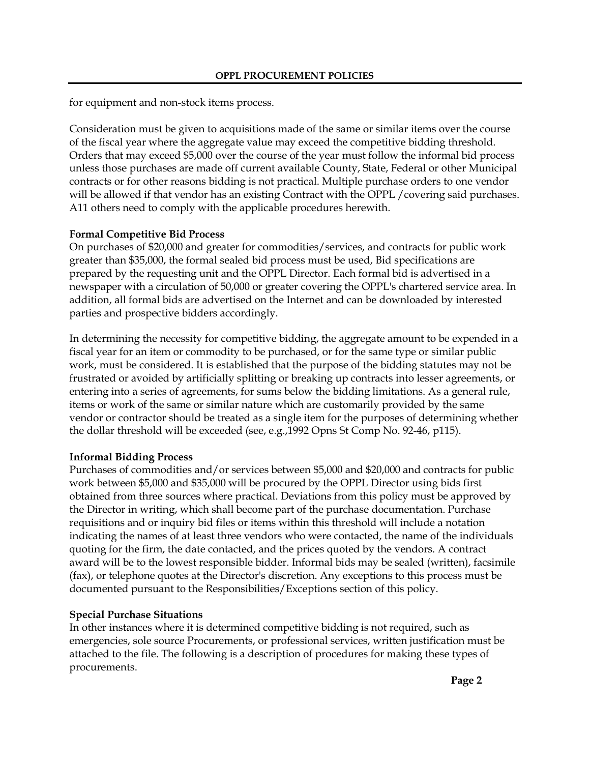for equipment and non-stock items process.

Consideration must be given to acquisitions made of the same or similar items over the course of the fiscal year where the aggregate value may exceed the competitive bidding threshold. Orders that may exceed $5,000 over the course of the year must follow the informal bid process unless those purchases are made off current available County, State, Federal or other Municipal contracts or for other reasons bidding is not practical. Multiple purchase orders to one vendor will be allowed if that vendor has an existing Contract with the OPPL /covering said purchases. A11 others need to comply with the applicable procedures herewith.

**Formal Competitive Bid Process**

On purchases of $20,000 and greater for commodities/services, and contracts for public work greater than $35,000, the formal sealed bid process must be used, Bid specifications are prepared by the requesting unit and the OPPL Director. Each formal bid is advertised in a newspaper with a circulation of 50,000 or greater covering the OPPL's chartered service area. In addition, all formal bids are advertised on the Internet and can be downloaded by interested parties and prospective bidders accordingly.

In determining the necessity for competitive bidding, the aggregate amount to be expended in a fiscal year for an item or commodity to be purchased, or for the same type or similar public work, must be considered. It is established that the purpose of the bidding statutes may not be frustrated or avoided by artificially splitting or breaking up contracts into lesser agreements, or entering into a series of agreements, for sums below the bidding limitations. As a general rule, items or work of the same or similar nature which are customarily provided by the same vendor or contractor should be treated as a single item for the purposes of determining whether the dollar threshold will be exceeded (see, e.g.,1992 Opns St Comp No. 92-46, p115).

**Informal Bidding Process**

Purchases of commodities and/or services between $5,000 and $20,000 and contracts for public work between $5,000 and $35,000 will be procured by the OPPL Director using bids first obtained from three sources where practical. Deviations from this policy must be approved by the Director in writing, which shall become part of the purchase documentation. Purchase requisitions and or inquiry bid files or items within this threshold will include a notation indicating the names of at least three vendors who were contacted, the name of the individuals quoting for the firm, the date contacted, and the prices quoted by the vendors. A contract award will be to the lowest responsible bidder. Informal bids may be sealed (written), facsimile (fax), or telephone quotes at the Director's discretion. Any exceptions to this process must be documented pursuant to the Responsibilities/Exceptions section of this policy.

**Special Purchase Situations**

In other instances where it is determined competitive bidding is not required, such as emergencies, sole source Procurements, or professional services, written justification must be attached to the file. The following is a description of procedures for making these types of procurements.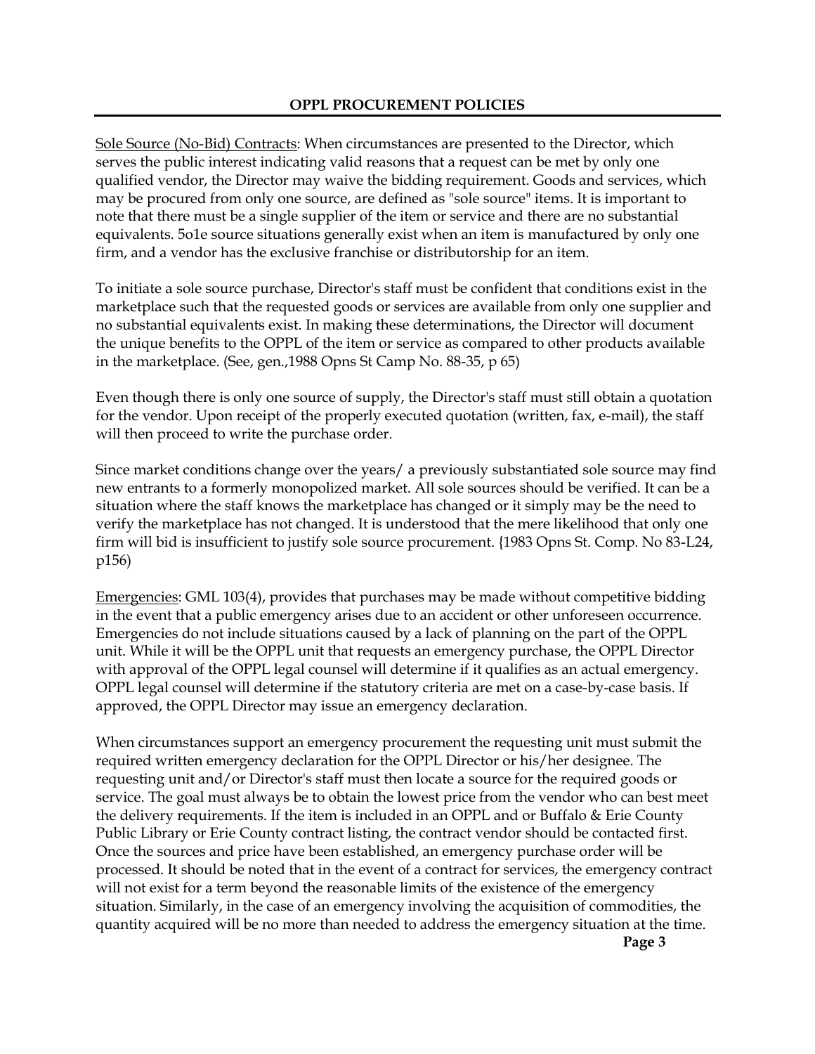## OPPL PROCUREMENT POLICIES

Sole Source (No-Bid) Contracts: When circumstances are presented to the Director, which serves the public interest indicating valid reasons that a request can be met by only one qualified vendor, the Director may waive the bidding requirement. Goods and services, which may be procured from only one source, are defined as "sole source" items. It is important to note that there must be a single supplier of the item or service and there are no substantial equivalents. 5o1e source situations generally exist when an item is manufactured by only one firm, and a vendor has the exclusive franchise or distributorship for an item.

To initiate a sole source purchase, Director's staff must be confident that conditions exist in the marketplace such that the requested goods or services are available from only one supplier and no substantial equivalents exist. In making these determinations, the Director will document the unique benefits to the OPPL of the item or service as compared to other products available in the marketplace. (See, gen.,1988 Opns St Camp No. 88-35, p 65)

Even though there is only one source of supply, the Director's staff must still obtain a quotation for the vendor. Upon receipt of the properly executed quotation (written, fax, e-mail), the staff will then proceed to write the purchase order.

Since market conditions change over the years/ a previously substantiated sole source may find new entrants to a formerly monopolized market. All sole sources should be verified. It can be a situation where the staff knows the marketplace has changed or it simply may be the need to verify the marketplace has not changed. It is understood that the mere likelihood that only one firm will bid is insufficient to justify sole source procurement. {1983 Opns St. Comp. No 83-L24, p156)

Emergencies: GML 103(4), provides that purchases may be made without competitive bidding in the event that a public emergency arises due to an accident or other unforeseen occurrence. Emergencies do not include situations caused by a lack of planning on the part of the OPPL unit. While it will be the OPPL unit that requests an emergency purchase, the OPPL Director with approval of the OPPL legal counsel will determine if it qualifies as an actual emergency. OPPL legal counsel will determine if the statutory criteria are met on a case-by-case basis. If approved, the OPPL Director may issue an emergency declaration.

When circumstances support an emergency procurement the requesting unit must submit the required written emergency declaration for the OPPL Director or his/her designee. The requesting unit and/or Director's staff must then locate a source for the required goods or service. The goal must always be to obtain the lowest price from the vendor who can best meet the delivery requirements. If the item is included in an OPPL and or Buffalo & Erie County Public Library or Erie County contract listing, the contract vendor should be contacted first. Once the sources and price have been established, an emergency purchase order will be processed. It should be noted that in the event of a contract for services, the emergency contract will not exist for a term beyond the reasonable limits of the existence of the emergency situation. Similarly, in the case of an emergency involving the acquisition of commodities, the quantity acquired will be no more than needed to address the emergency situation at the time.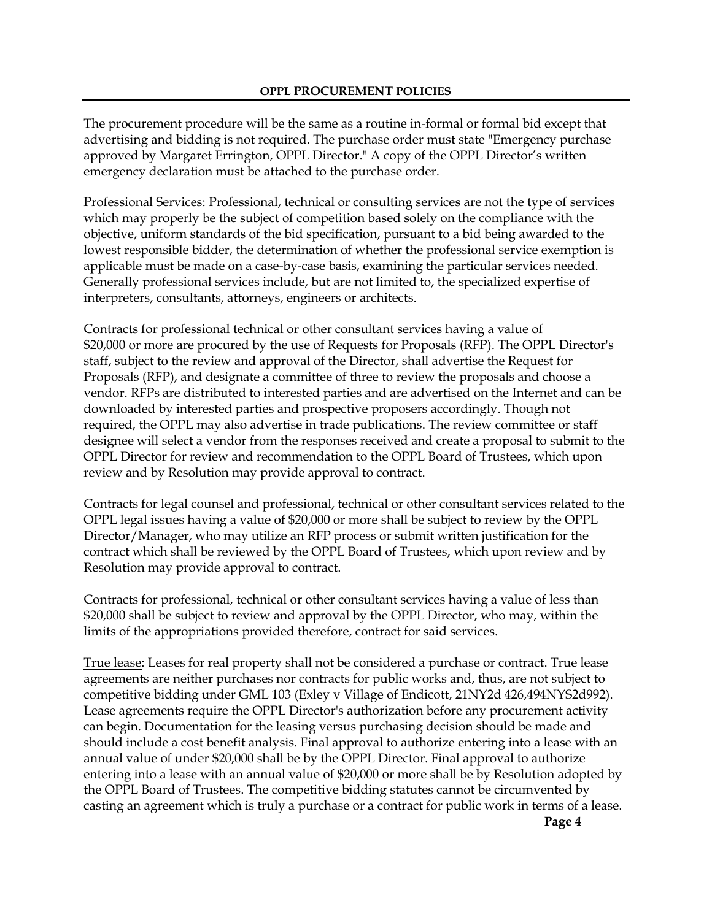The procurement procedure will be the same as a routine in-formal or formal bid except that advertising and bidding is not required. The purchase order must state "Emergency purchase approved by Margaret Errington, OPPL Director." A copy of the OPPL Director's written emergency declaration must be attached to the purchase order.

Professional Services: Professional, technical or consulting services are not the type of services which may properly be the subject of competition based solely on the compliance with the objective, uniform standards of the bid specification, pursuant to a bid being awarded to the lowest responsible bidder, the determination of whether the professional service exemption is applicable must be made on a case-by-case basis, examining the particular services needed. Generally professional services include, but are not limited to, the specialized expertise of interpreters, consultants, attorneys, engineers or architects.

Contracts for professional technical or other consultant services having a value of $20,000 or more are procured by the use of Requests for Proposals (RFP). The OPPL Director's staff, subject to the review and approval of the Director, shall advertise the Request for Proposals (RFP), and designate a committee of three to review the proposals and choose a vendor. RFPs are distributed to interested parties and are advertised on the Internet and can be downloaded by interested parties and prospective proposers accordingly. Though not required, the OPPL may also advertise in trade publications. The review committee or staff designee will select a vendor from the responses received and create a proposal to submit to the OPPL Director for review and recommendation to the OPPL Board of Trustees, which upon review and by Resolution may provide approval to contract.

Contracts for legal counsel and professional, technical or other consultant services related to the OPPL legal issues having a value of $20,000 or more shall be subject to review by the OPPL Director/Manager, who may utilize an RFP process or submit written justification for the contract which shall be reviewed by the OPPL Board of Trustees, which upon review and by Resolution may provide approval to contract.

Contracts for professional, technical or other consultant services having a value of less than $20,000 shall be subject to review and approval by the OPPL Director, who may, within the limits of the appropriations provided therefore, contract for said services.

True lease: Leases for real property shall not be considered a purchase or contract. True lease agreements are neither purchases nor contracts for public works and, thus, are not subject to competitive bidding under GML 103 (Exley v Village of Endicott, 21NY2d 426,494NYS2d992). Lease agreements require the OPPL Director's authorization before any procurement activity can begin. Documentation for the leasing versus purchasing decision should be made and should include a cost benefit analysis. Final approval to authorize entering into a lease with an annual value of under $20,000 shall be by the OPPL Director. Final approval to authorize entering into a lease with an annual value of $20,000 or more shall be by Resolution adopted by the OPPL Board of Trustees. The competitive bidding statutes cannot be circumvented by casting an agreement which is truly a purchase or a contract for public work in terms of a lease.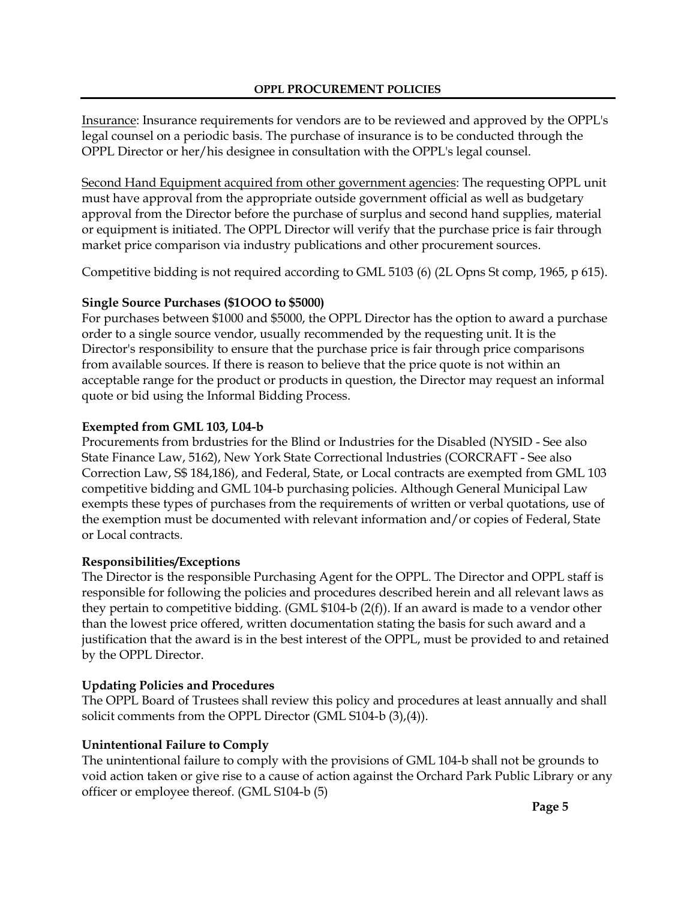Insurance: Insurance requirements for vendors are to be reviewed and approved by the OPPL's legal counsel on a periodic basis. The purchase of insurance is to be conducted through the OPPL Director or her/his designee in consultation with the OPPL's legal counsel.

Second Hand Equipment acquired from other government agencies: The requesting OPPL unit must have approval from the appropriate outside government official as well as budgetary approval from the Director before the purchase of surplus and second hand supplies, material or equipment is initiated. The OPPL Director will verify that the purchase price is fair through market price comparison via industry publications and other procurement sources.

Competitive bidding is not required according to GML 5103 (6) (2L Opns St comp, 1965, p 615).

**Single Source Purchases ($1OOO to $5000)**

For purchases between $1000 and $5000, the OPPL Director has the option to award a purchase order to a single source vendor, usually recommended by the requesting unit. It is the Director's responsibility to ensure that the purchase price is fair through price comparisons from available sources. If there is reason to believe that the price quote is not within an acceptable range for the product or products in question, the Director may request an informal quote or bid using the Informal Bidding Process.

**Exempted from GML 103, L04-b**

Procurements from brdustries for the Blind or Industries for the Disabled (NYSID - See also State Finance Law, 5162), New York State Correctional lndustries (CORCRAFT - See also Correction Law, S$ 184,186), and Federal, State, or Local contracts are exempted from GML 103 competitive bidding and GML 104-b purchasing policies. Although General Municipal Law exempts these types of purchases from the requirements of written or verbal quotations, use of the exemption must be documented with relevant information and/or copies of Federal, State or Local contracts.

**Responsibilities/Exceptions**

The Director is the responsible Purchasing Agent for the OPPL. The Director and OPPL staff is responsible for following the policies and procedures described herein and all relevant laws as they pertain to competitive bidding. (GML $104-b (2(f)). If an award is made to a vendor other than the lowest price offered, written documentation stating the basis for such award and a justification that the award is in the best interest of the OPPL, must be provided to and retained by the OPPL Director.

**Updating Policies and Procedures**

The OPPL Board of Trustees shall review this policy and procedures at least annually and shall solicit comments from the OPPL Director (GML S104-b (3),(4)).

**Unintentional Failure to Comply**

The unintentional failure to comply with the provisions of GML 104-b shall not be grounds to void action taken or give rise to a cause of action against the Orchard Park Public Library or any officer or employee thereof. (GML S104-b (5)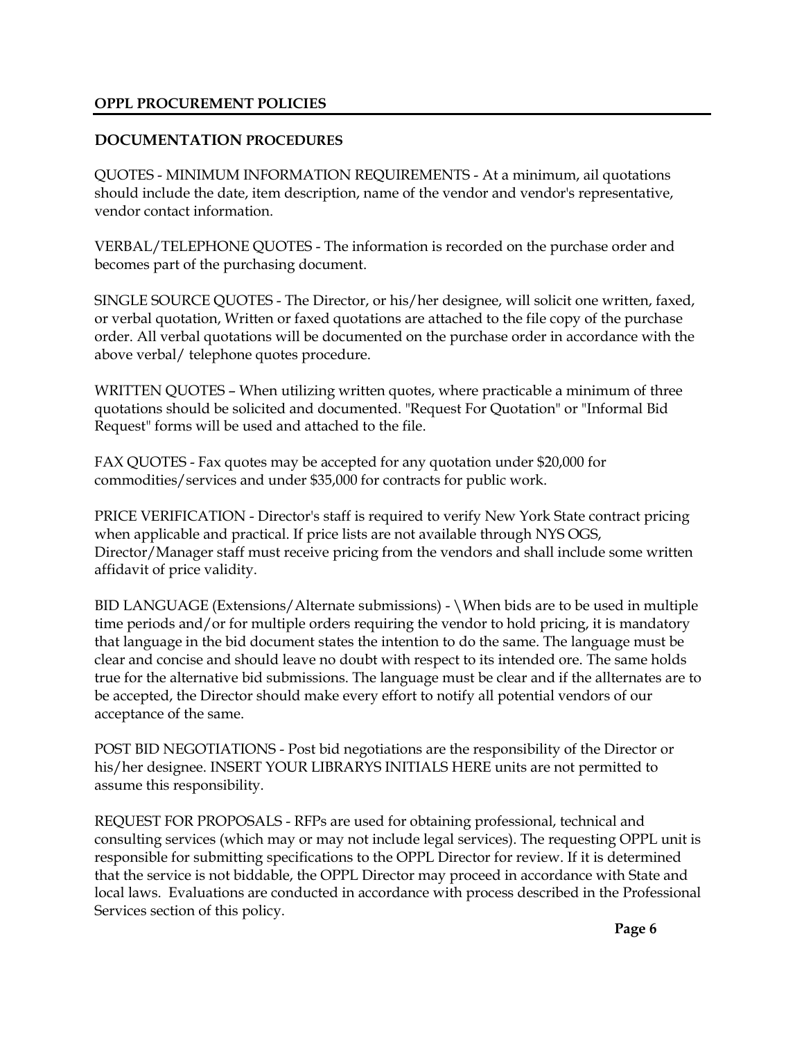**OPPL PROCUREMENT POLICIES**

**DOCUMENTATION PROCEDURES**

QUOTES - MINIMUM INFORMATION REQUIREMENTS - At a minimum, ail quotations should include the date, item description, name of the vendor and vendor's representative, vendor contact information.

VERBAL/TELEPHONE QUOTES - The information is recorded on the purchase order and becomes part of the purchasing document.

SINGLE SOURCE QUOTES - The Director, or his/her designee, will solicit one written, faxed, or verbal quotation, Written or faxed quotations are attached to the file copy of the purchase order. All verbal quotations will be documented on the purchase order in accordance with the above verbal/ telephone quotes procedure.

WRITTEN QUOTES – When utilizing written quotes, where practicable a minimum of three quotations should be solicited and documented. "Request For Quotation" or "Informal Bid Request" forms will be used and attached to the file.

FAX QUOTES - Fax quotes may be accepted for any quotation under $20,000 for commodities/services and under $35,000 for contracts for public work.

PRICE VERIFICATION - Director's staff is required to verify New York State contract pricing when applicable and practical. If price lists are not available through NYS OGS, Director/Manager staff must receive pricing from the vendors and shall include some written affidavit of price validity.

BID LANGUAGE (Extensions/Alternate submissions) - \When bids are to be used in multiple time periods and/or for multiple orders requiring the vendor to hold pricing, it is mandatory that language in the bid document states the intention to do the same. The language must be clear and concise and should leave no doubt with respect to its intended ore. The same holds true for the alternative bid submissions. The language must be clear and if the allternates are to be accepted, the Director should make every effort to notify all potential vendors of our acceptance of the same.

POST BID NEGOTIATIONS - Post bid negotiations are the responsibility of the Director or his/her designee. INSERT YOUR LIBRARYS INITIALS HERE units are not permitted to assume this responsibility.

REQUEST FOR PROPOSALS - RFPs are used for obtaining professional, technical and consulting services (which may or may not include legal services). The requesting OPPL unit is responsible for submitting specifications to the OPPL Director for review. If it is determined that the service is not biddable, the OPPL Director may proceed in accordance with State and local laws. Evaluations are conducted in accordance with process described in the Professional Services section of this policy.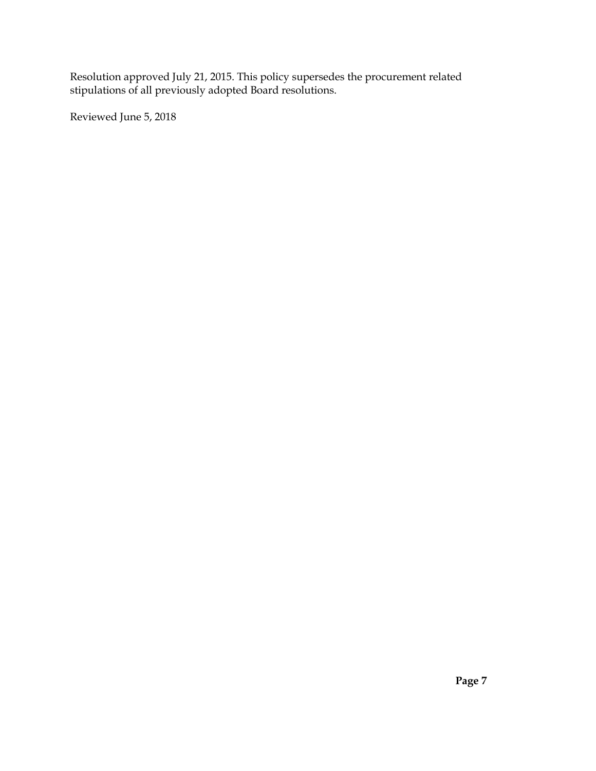Resolution approved July 21, 2015. This policy supersedes the procurement related stipulations of all previously adopted Board resolutions.

Reviewed June 5, 2018